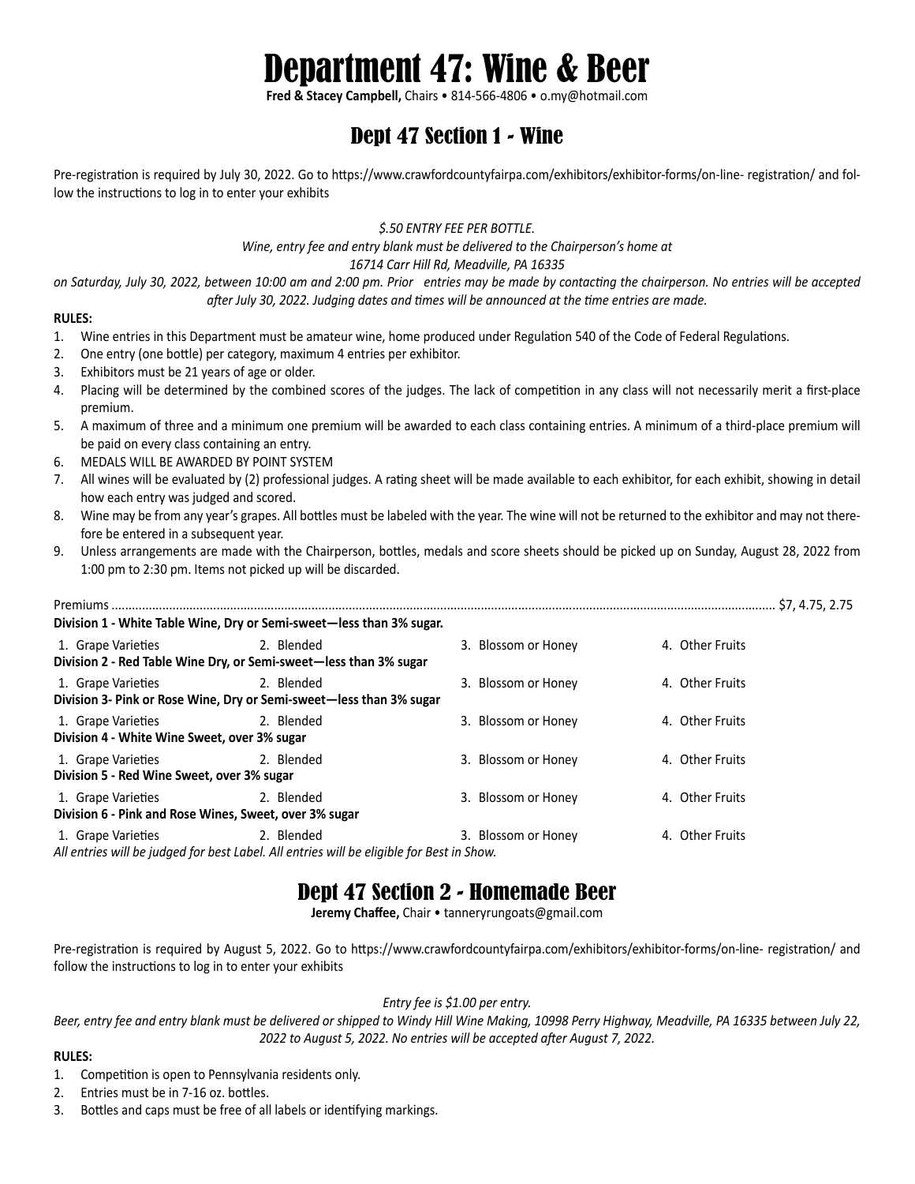# Department 47: Wine & Beer

**Fred & Stacey Campbell,** Chairs • 814-566-4806 • o.my@hotmail.com

## Dept 47 Section 1 - Wine

Pre-registration is required by July 30, 2022. Go to https://www.crawfordcountyfairpa.com/exhibitors/exhibitor-forms/on-line- registration/ and follow the instructions to log in to enter your exhibits

*$.50 ENTRY FEE PER BOTTLE.*

*Wine, entry fee and entry blank must be delivered to the Chairperson's home at*

*16714 Carr Hill Rd, Meadville, PA 16335*

*on Saturday, July 30, 2022, between 10:00 am and 2:00 pm. Prior entries may be made by contacting the chairperson. No entries will be accepted after July 30, 2022. Judging dates and times will be announced at the time entries are made.*

**RULES:**

1. Wine entries in this Department must be amateur wine, home produced under Regulation 540 of the Code of Federal Regulations.
2. One entry (one bottle) per category, maximum 4 entries per exhibitor.
3. Exhibitors must be 21 years of age or older.
4. Placing will be determined by the combined scores of the judges. The lack of competition in any class will not necessarily merit a first-place premium.
5. A maximum of three and a minimum one premium will be awarded to each class containing entries. A minimum of a third-place premium will be paid on every class containing an entry.
6. MEDALS WILL BE AWARDED BY POINT SYSTEM
7. All wines will be evaluated by (2) professional judges. A rating sheet will be made available to each exhibitor, for each exhibit, showing in detail how each entry was judged and scored.
8. Wine may be from any year's grapes. All bottles must be labeled with the year. The wine will not be returned to the exhibitor and may not therefore be entered in a subsequent year.
9. Unless arrangements are made with the Chairperson, bottles, medals and score sheets should be picked up on Sunday, August 28, 2022 from 1:00 pm to 2:30 pm. Items not picked up will be discarded.

Premiums ........................................................................................ $7, 4.75, 2.75

**Division 1 - White Table Wine, Dry or Semi-sweet—less than 3% sugar.**

1. Grape Varieties
2. Blended
3. Blossom or Honey
4. Other Fruits

**Division 2 - Red Table Wine Dry, or Semi-sweet—less than 3% sugar**

1. Grape Varieties
2. Blended
3. Blossom or Honey
4. Other Fruits

**Division 3- Pink or Rose Wine, Dry or Semi-sweet—less than 3% sugar**

1. Grape Varieties
2. Blended
3. Blossom or Honey
4. Other Fruits

**Division 4 - White Wine Sweet, over 3% sugar**

1. Grape Varieties
2. Blended
3. Blossom or Honey
4. Other Fruits

**Division 5 - Red Wine Sweet, over 3% sugar**

1. Grape Varieties
2. Blended
3. Blossom or Honey
4. Other Fruits

**Division 6 - Pink and Rose Wines, Sweet, over 3% sugar**

1. Grape Varieties
2. Blended
3. Blossom or Honey
4. Other Fruits

*All entries will be judged for best Label. All entries will be eligible for Best in Show.*

## Dept 47 Section 2 - Homemade Beer

**Jeremy Chaffee,** Chair • tanneryrungoats@gmail.com

Pre-registration is required by August 5, 2022. Go to https://www.crawfordcountyfairpa.com/exhibitors/exhibitor-forms/on-line- registration/ and follow the instructions to log in to enter your exhibits

*Entry fee is $1.00 per entry.*

*Beer, entry fee and entry blank must be delivered or shipped to Windy Hill Wine Making, 10998 Perry Highway, Meadville, PA 16335 between July 22, 2022 to August 5, 2022. No entries will be accepted after August 7, 2022.*

**RULES:**

1. Competition is open to Pennsylvania residents only.
2. Entries must be in 7-16 oz. bottles.
3. Bottles and caps must be free of all labels or identifying markings.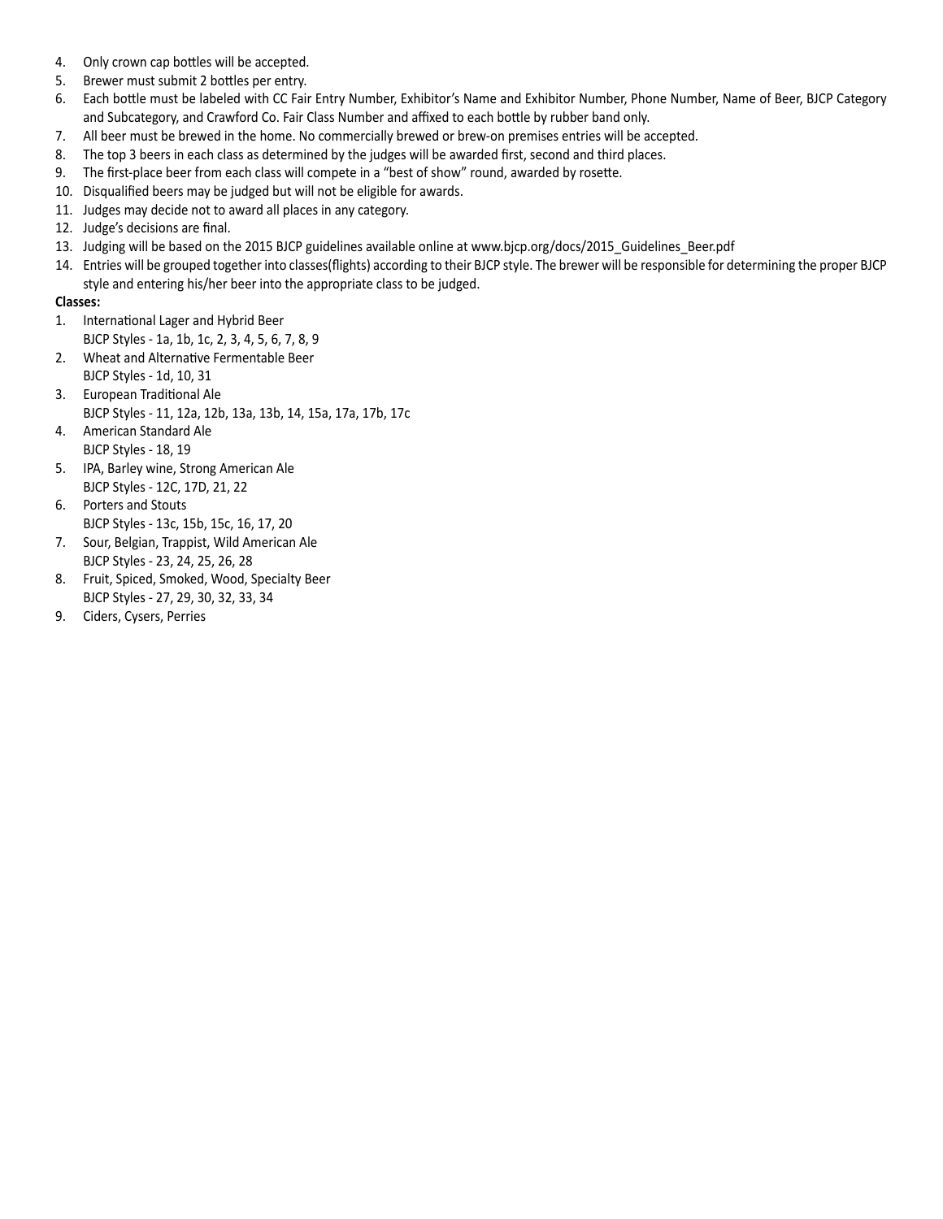4. Only crown cap bottles will be accepted.
5. Brewer must submit 2 bottles per entry.
6. Each bottle must be labeled with CC Fair Entry Number, Exhibitor's Name and Exhibitor Number, Phone Number, Name of Beer, BJCP Category and Subcategory, and Crawford Co. Fair Class Number and affixed to each bottle by rubber band only.
7. All beer must be brewed in the home. No commercially brewed or brew-on premises entries will be accepted.
8. The top 3 beers in each class as determined by the judges will be awarded first, second and third places.
9. The first-place beer from each class will compete in a "best of show" round, awarded by rosette.
10. Disqualified beers may be judged but will not be eligible for awards.
11. Judges may decide not to award all places in any category.
12. Judge's decisions are final.
13. Judging will be based on the 2015 BJCP guidelines available online at www.bjcp.org/docs/2015_Guidelines_Beer.pdf
14. Entries will be grouped together into classes(flights) according to their BJCP style. The brewer will be responsible for determining the proper BJCP style and entering his/her beer into the appropriate class to be judged.

**Classes:**

1. International Lager and Hybrid Beer
   BJCP Styles - 1a, 1b, 1c, 2, 3, 4, 5, 6, 7, 8, 9
2. Wheat and Alternative Fermentable Beer
   BJCP Styles - 1d, 10, 31
3. European Traditional Ale
   BJCP Styles - 11, 12a, 12b, 13a, 13b, 14, 15a, 17a, 17b, 17c
4. American Standard Ale
   BJCP Styles - 18, 19
5. IPA, Barley wine, Strong American Ale
   BJCP Styles - 12C, 17D, 21, 22
6. Porters and Stouts
   BJCP Styles - 13c, 15b, 15c, 16, 17, 20
7. Sour, Belgian, Trappist, Wild American Ale
   BJCP Styles - 23, 24, 25, 26, 28
8. Fruit, Spiced, Smoked, Wood, Specialty Beer
   BJCP Styles - 27, 29, 30, 32, 33, 34
9. Ciders, Cysers, Perries